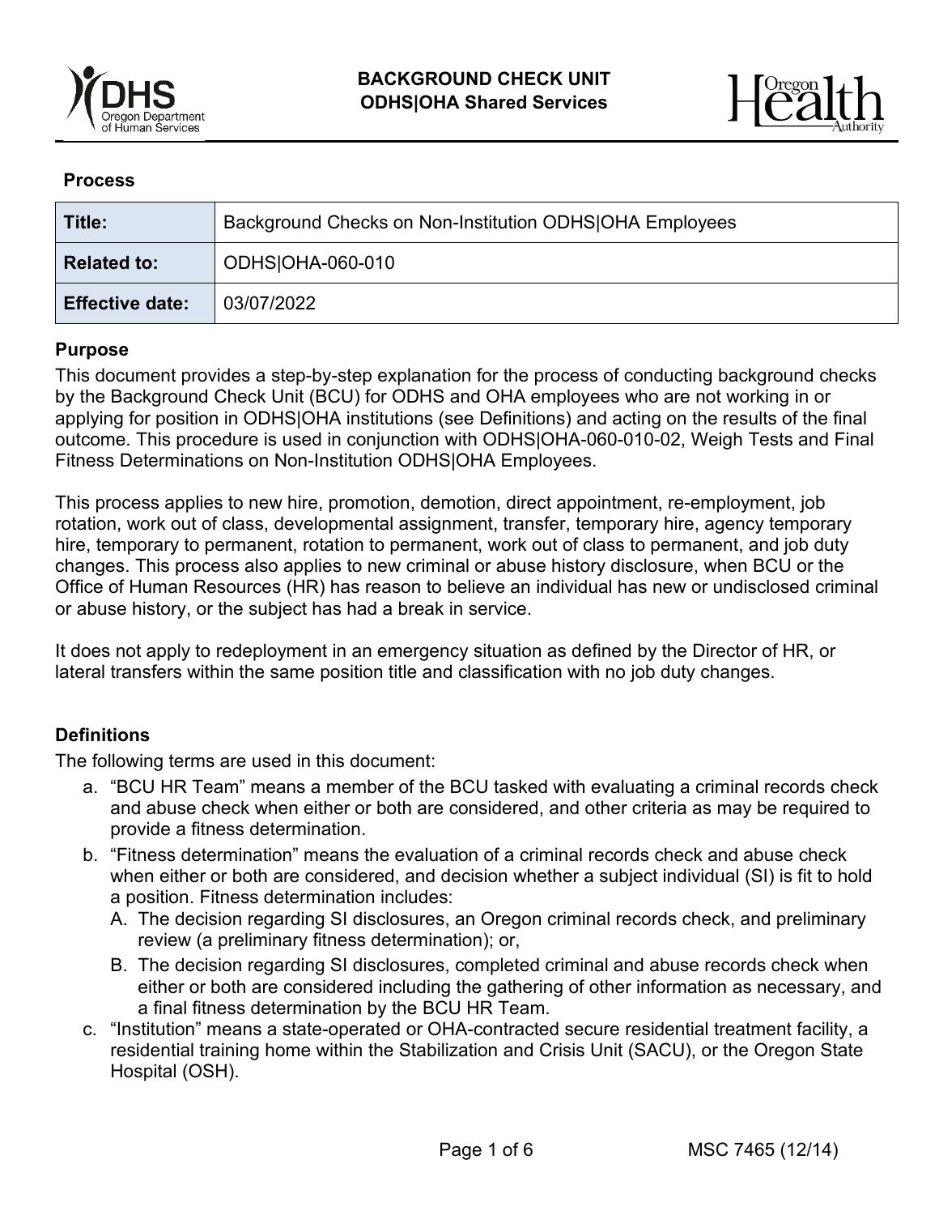**BACKGROUND CHECK UNIT**
**ODHS|OHA Shared Services**

**Process**

| Title: | Background Checks on Non-Institution ODHS\|OHA Employees |
|---|---|
| **Related to:** | ODHS\|OHA-060-010 |
| **Effective date:** | 03/07/2022 |

## Purpose

This document provides a step-by-step explanation for the process of conducting background checks by the Background Check Unit (BCU) for ODHS and OHA employees who are not working in or applying for position in ODHS|OHA institutions (see Definitions) and acting on the results of the final outcome. This procedure is used in conjunction with ODHS|OHA-060-010-02, Weigh Tests and Final Fitness Determinations on Non-Institution ODHS|OHA Employees.

This process applies to new hire, promotion, demotion, direct appointment, re-employment, job rotation, work out of class, developmental assignment, transfer, temporary hire, agency temporary hire, temporary to permanent, rotation to permanent, work out of class to permanent, and job duty changes. This process also applies to new criminal or abuse history disclosure, when BCU or the Office of Human Resources (HR) has reason to believe an individual has new or undisclosed criminal or abuse history, or the subject has had a break in service.

It does not apply to redeployment in an emergency situation as defined by the Director of HR, or lateral transfers within the same position title and classification with no job duty changes.

## Definitions

The following terms are used in this document:

a. "BCU HR Team" means a member of the BCU tasked with evaluating a criminal records check and abuse check when either or both are considered, and other criteria as may be required to provide a fitness determination.
b. "Fitness determination" means the evaluation of a criminal records check and abuse check when either or both are considered, and decision whether a subject individual (SI) is fit to hold a position. Fitness determination includes:
   A. The decision regarding SI disclosures, an Oregon criminal records check, and preliminary review (a preliminary fitness determination); or,
   B. The decision regarding SI disclosures, completed criminal and abuse records check when either or both are considered including the gathering of other information as necessary, and a final fitness determination by the BCU HR Team.
c. "Institution" means a state-operated or OHA-contracted secure residential treatment facility, a residential training home within the Stabilization and Crisis Unit (SACU), or the Oregon State Hospital (OSH).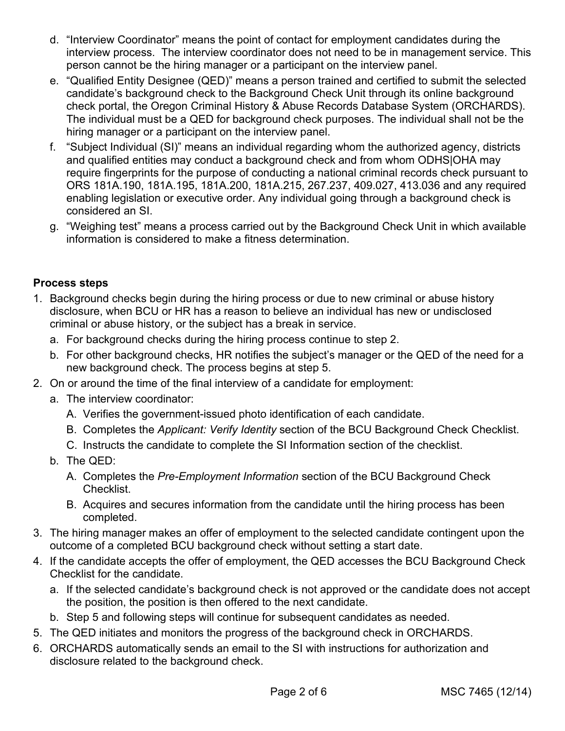d. "Interview Coordinator" means the point of contact for employment candidates during the interview process. The interview coordinator does not need to be in management service. This person cannot be the hiring manager or a participant on the interview panel.

e. "Qualified Entity Designee (QED)" means a person trained and certified to submit the selected candidate's background check to the Background Check Unit through its online background check portal, the Oregon Criminal History & Abuse Records Database System (ORCHARDS). The individual must be a QED for background check purposes. The individual shall not be the hiring manager or a participant on the interview panel.

f. "Subject Individual (SI)" means an individual regarding whom the authorized agency, districts and qualified entities may conduct a background check and from whom ODHS|OHA may require fingerprints for the purpose of conducting a national criminal records check pursuant to ORS 181A.190, 181A.195, 181A.200, 181A.215, 267.237, 409.027, 413.036 and any required enabling legislation or executive order. Any individual going through a background check is considered an SI.

g. "Weighing test" means a process carried out by the Background Check Unit in which available information is considered to make a fitness determination.

**Process steps**

1. Background checks begin during the hiring process or due to new criminal or abuse history disclosure, when BCU or HR has a reason to believe an individual has new or undisclosed criminal or abuse history, or the subject has a break in service.
   a. For background checks during the hiring process continue to step 2.
   b. For other background checks, HR notifies the subject's manager or the QED of the need for a new background check. The process begins at step 5.
2. On or around the time of the final interview of a candidate for employment:
   a. The interview coordinator:
      A. Verifies the government-issued photo identification of each candidate.
      B. Completes the *Applicant: Verify Identity* section of the BCU Background Check Checklist.
      C. Instructs the candidate to complete the SI Information section of the checklist.
   b. The QED:
      A. Completes the *Pre-Employment Information* section of the BCU Background Check Checklist.
      B. Acquires and secures information from the candidate until the hiring process has been completed.
3. The hiring manager makes an offer of employment to the selected candidate contingent upon the outcome of a completed BCU background check without setting a start date.
4. If the candidate accepts the offer of employment, the QED accesses the BCU Background Check Checklist for the candidate.
   a. If the selected candidate's background check is not approved or the candidate does not accept the position, the position is then offered to the next candidate.
   b. Step 5 and following steps will continue for subsequent candidates as needed.
5. The QED initiates and monitors the progress of the background check in ORCHARDS.
6. ORCHARDS automatically sends an email to the SI with instructions for authorization and disclosure related to the background check.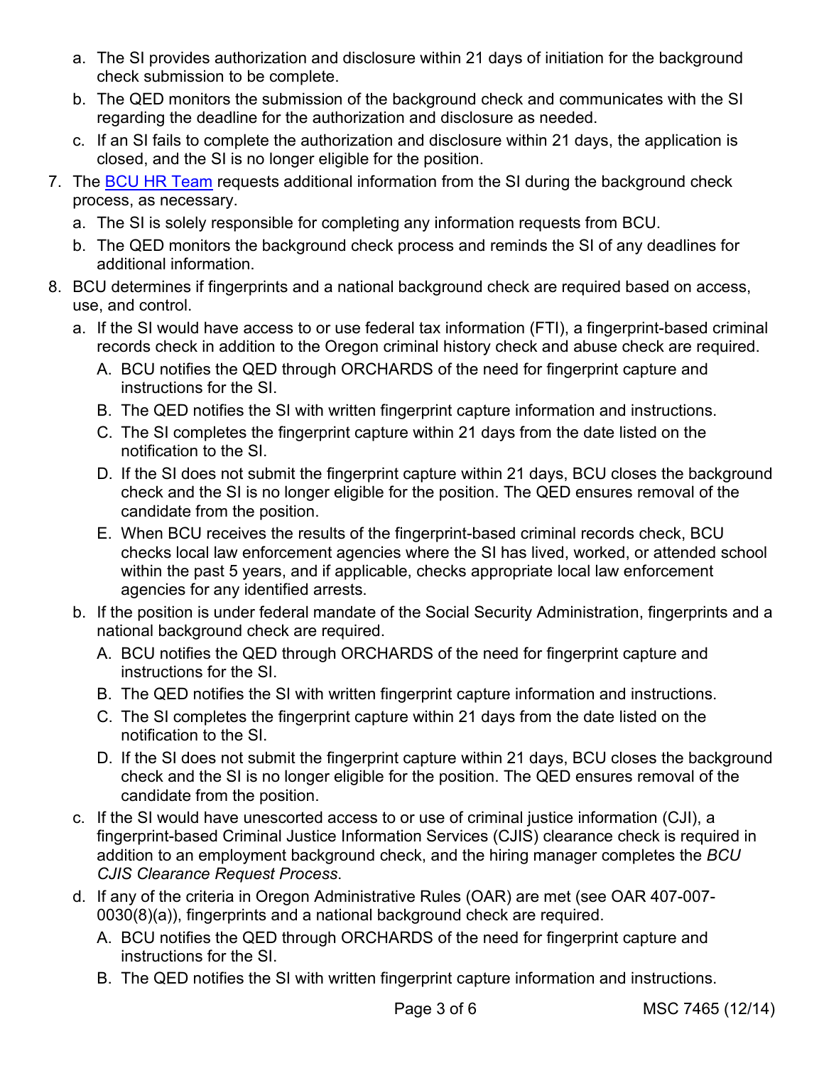a. The SI provides authorization and disclosure within 21 days of initiation for the background check submission to be complete.
   b. The QED monitors the submission of the background check and communicates with the SI regarding the deadline for the authorization and disclosure as needed.
   c. If an SI fails to complete the authorization and disclosure within 21 days, the application is closed, and the SI is no longer eligible for the position.

7. The BCU HR Team requests additional information from the SI during the background check process, as necessary.
   a. The SI is solely responsible for completing any information requests from BCU.
   b. The QED monitors the background check process and reminds the SI of any deadlines for additional information.

8. BCU determines if fingerprints and a national background check are required based on access, use, and control.
   a. If the SI would have access to or use federal tax information (FTI), a fingerprint-based criminal records check in addition to the Oregon criminal history check and abuse check are required.
      A. BCU notifies the QED through ORCHARDS of the need for fingerprint capture and instructions for the SI.
      B. The QED notifies the SI with written fingerprint capture information and instructions.
      C. The SI completes the fingerprint capture within 21 days from the date listed on the notification to the SI.
      D. If the SI does not submit the fingerprint capture within 21 days, BCU closes the background check and the SI is no longer eligible for the position. The QED ensures removal of the candidate from the position.
      E. When BCU receives the results of the fingerprint-based criminal records check, BCU checks local law enforcement agencies where the SI has lived, worked, or attended school within the past 5 years, and if applicable, checks appropriate local law enforcement agencies for any identified arrests.
   b. If the position is under federal mandate of the Social Security Administration, fingerprints and a national background check are required.
      A. BCU notifies the QED through ORCHARDS of the need for fingerprint capture and instructions for the SI.
      B. The QED notifies the SI with written fingerprint capture information and instructions.
      C. The SI completes the fingerprint capture within 21 days from the date listed on the notification to the SI.
      D. If the SI does not submit the fingerprint capture within 21 days, BCU closes the background check and the SI is no longer eligible for the position. The QED ensures removal of the candidate from the position.
   c. If the SI would have unescorted access to or use of criminal justice information (CJI), a fingerprint-based Criminal Justice Information Services (CJIS) clearance check is required in addition to an employment background check, and the hiring manager completes the *BCU CJIS Clearance Request Process*.
   d. If any of the criteria in Oregon Administrative Rules (OAR) are met (see OAR 407-007-0030(8)(a)), fingerprints and a national background check are required.
      A. BCU notifies the QED through ORCHARDS of the need for fingerprint capture and instructions for the SI.
      B. The QED notifies the SI with written fingerprint capture information and instructions.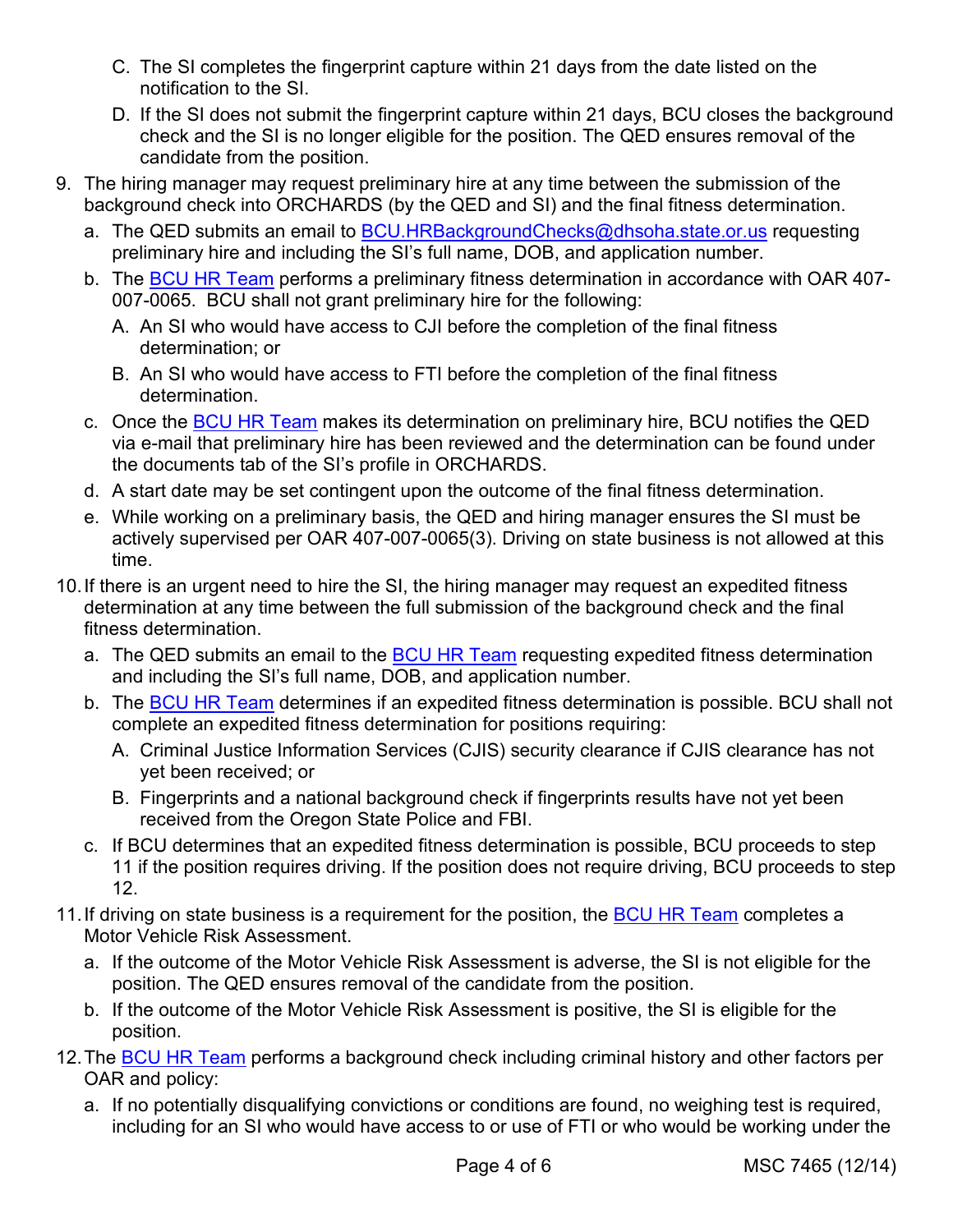C. The SI completes the fingerprint capture within 21 days from the date listed on the notification to the SI.

   D. If the SI does not submit the fingerprint capture within 21 days, BCU closes the background check and the SI is no longer eligible for the position. The QED ensures removal of the candidate from the position.

9. The hiring manager may request preliminary hire at any time between the submission of the background check into ORCHARDS (by the QED and SI) and the final fitness determination.

   a. The QED submits an email to [BCU.HRBackgroundChecks@dhsoha.state.or.us](mailto:BCU.HRBackgroundChecks@dhsoha.state.or.us) requesting preliminary hire and including the SI's full name, DOB, and application number.

   b. The BCU HR Team performs a preliminary fitness determination in accordance with OAR 407-007-0065. BCU shall not grant preliminary hire for the following:

      A. An SI who would have access to CJI before the completion of the final fitness determination; or

      B. An SI who would have access to FTI before the completion of the final fitness determination.

   c. Once the BCU HR Team makes its determination on preliminary hire, BCU notifies the QED via e-mail that preliminary hire has been reviewed and the determination can be found under the documents tab of the SI's profile in ORCHARDS.

   d. A start date may be set contingent upon the outcome of the final fitness determination.

   e. While working on a preliminary basis, the QED and hiring manager ensures the SI must be actively supervised per OAR 407-007-0065(3). Driving on state business is not allowed at this time.

10. If there is an urgent need to hire the SI, the hiring manager may request an expedited fitness determination at any time between the full submission of the background check and the final fitness determination.

    a. The QED submits an email to the BCU HR Team requesting expedited fitness determination and including the SI's full name, DOB, and application number.

    b. The BCU HR Team determines if an expedited fitness determination is possible. BCU shall not complete an expedited fitness determination for positions requiring:

       A. Criminal Justice Information Services (CJIS) security clearance if CJIS clearance has not yet been received; or

       B. Fingerprints and a national background check if fingerprints results have not yet been received from the Oregon State Police and FBI.

    c. If BCU determines that an expedited fitness determination is possible, BCU proceeds to step 11 if the position requires driving. If the position does not require driving, BCU proceeds to step 12.

11. If driving on state business is a requirement for the position, the BCU HR Team completes a Motor Vehicle Risk Assessment.

    a. If the outcome of the Motor Vehicle Risk Assessment is adverse, the SI is not eligible for the position. The QED ensures removal of the candidate from the position.

    b. If the outcome of the Motor Vehicle Risk Assessment is positive, the SI is eligible for the position.

12. The BCU HR Team performs a background check including criminal history and other factors per OAR and policy:

    a. If no potentially disqualifying convictions or conditions are found, no weighing test is required, including for an SI who would have access to or use of FTI or who would be working under the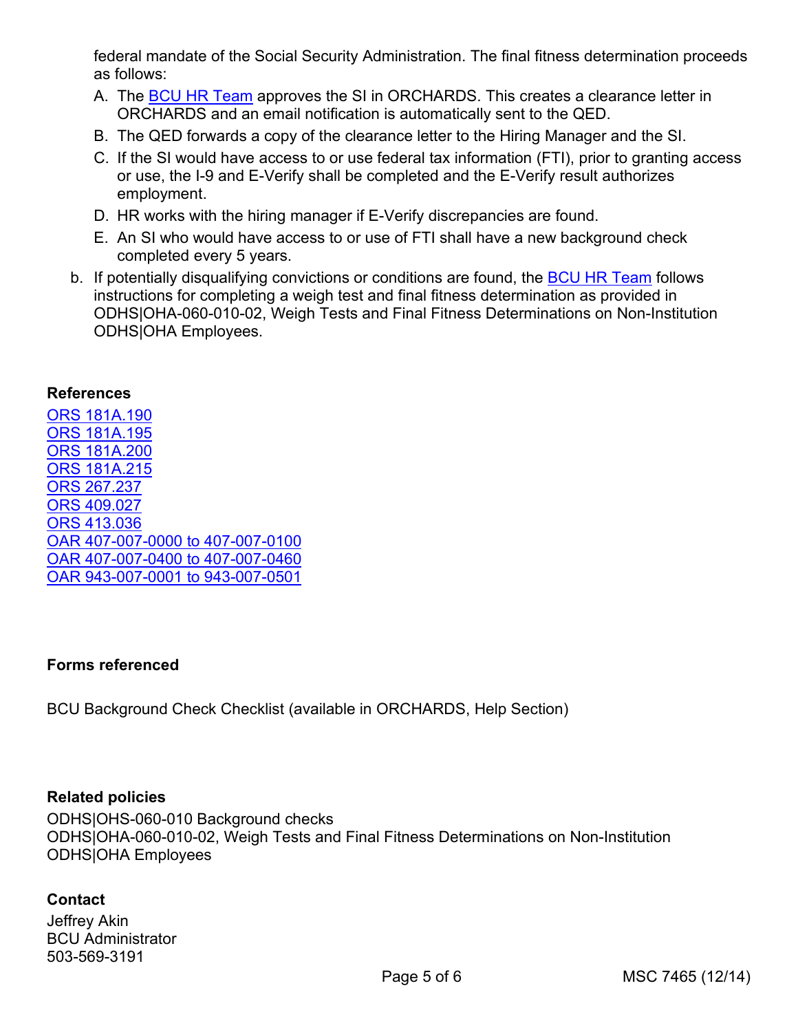federal mandate of the Social Security Administration. The final fitness determination proceeds as follows:

A. The BCU HR Team approves the SI in ORCHARDS. This creates a clearance letter in ORCHARDS and an email notification is automatically sent to the QED.
B. The QED forwards a copy of the clearance letter to the Hiring Manager and the SI.
C. If the SI would have access to or use federal tax information (FTI), prior to granting access or use, the I-9 and E-Verify shall be completed and the E-Verify result authorizes employment.
D. HR works with the hiring manager if E-Verify discrepancies are found.
E. An SI who would have access to or use of FTI shall have a new background check completed every 5 years.

b. If potentially disqualifying convictions or conditions are found, the BCU HR Team follows instructions for completing a weigh test and final fitness determination as provided in ODHS|OHA-060-010-02, Weigh Tests and Final Fitness Determinations on Non-Institution ODHS|OHA Employees.

**References**

ORS 181A.190
ORS 181A.195
ORS 181A.200
ORS 181A.215
ORS 267.237
ORS 409.027
ORS 413.036
OAR 407-007-0000 to 407-007-0100
OAR 407-007-0400 to 407-007-0460
OAR 943-007-0001 to 943-007-0501

**Forms referenced**

BCU Background Check Checklist (available in ORCHARDS, Help Section)

**Related policies**

ODHS|OHS-060-010 Background checks
ODHS|OHA-060-010-02, Weigh Tests and Final Fitness Determinations on Non-Institution ODHS|OHA Employees

**Contact**

Jeffrey Akin
BCU Administrator
503-569-3191

MSC 7465 (12/14)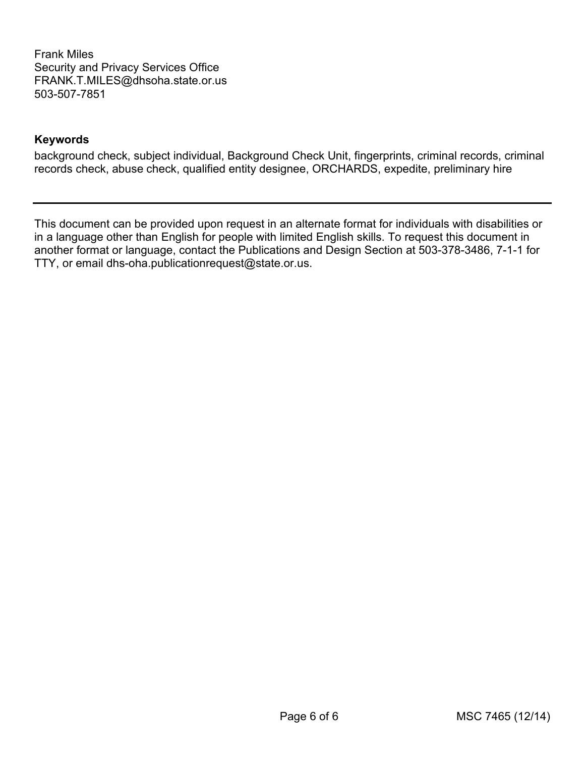Frank Miles
Security and Privacy Services Office
FRANK.T.MILES@dhsoha.state.or.us
503-507-7851

**Keywords**

background check, subject individual, Background Check Unit, fingerprints, criminal records, criminal records check, abuse check, qualified entity designee, ORCHARDS, expedite, preliminary hire

---

This document can be provided upon request in an alternate format for individuals with disabilities or in a language other than English for people with limited English skills. To request this document in another format or language, contact the Publications and Design Section at 503-378-3486, 7-1-1 for TTY, or email dhs-oha.publicationrequest@state.or.us.

MSC 7465 (12/14)